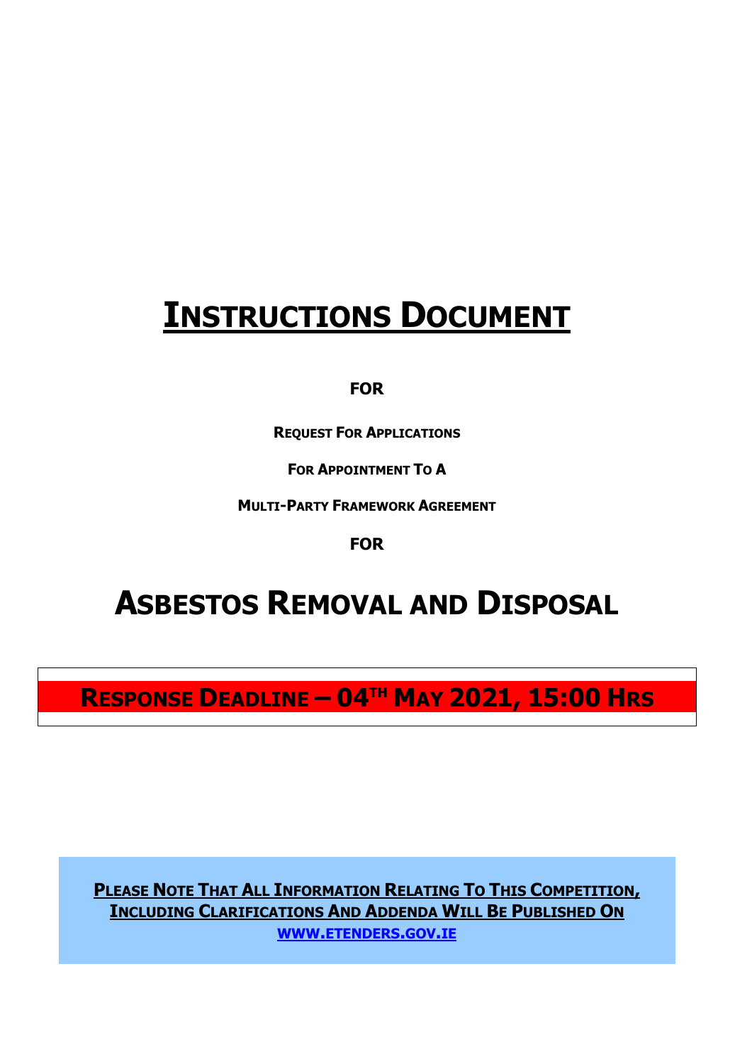# INSTRUCTIONS DOCUMENT

**FOR**

**REQUEST FOR APPLICATIONS**

**FOR APPOINTMENT TO A**

**MULTI-PARTY FRAMEWORK AGREEMENT**

**FOR**

# ASBESTOS REMOVAL AND DISPOSAL

**RESPONSE DEADLINE – 04TH MAY 2021, 15:00 HRS**

**PLEASE NOTE THAT ALL INFORMATION RELATING TO THIS COMPETITION, INCLUDING CLARIFICATIONS AND ADDENDA WILL BE PUBLISHED ON [WWW.ETENDERS.GOV.IE](http://www.etenders.gov.ie)**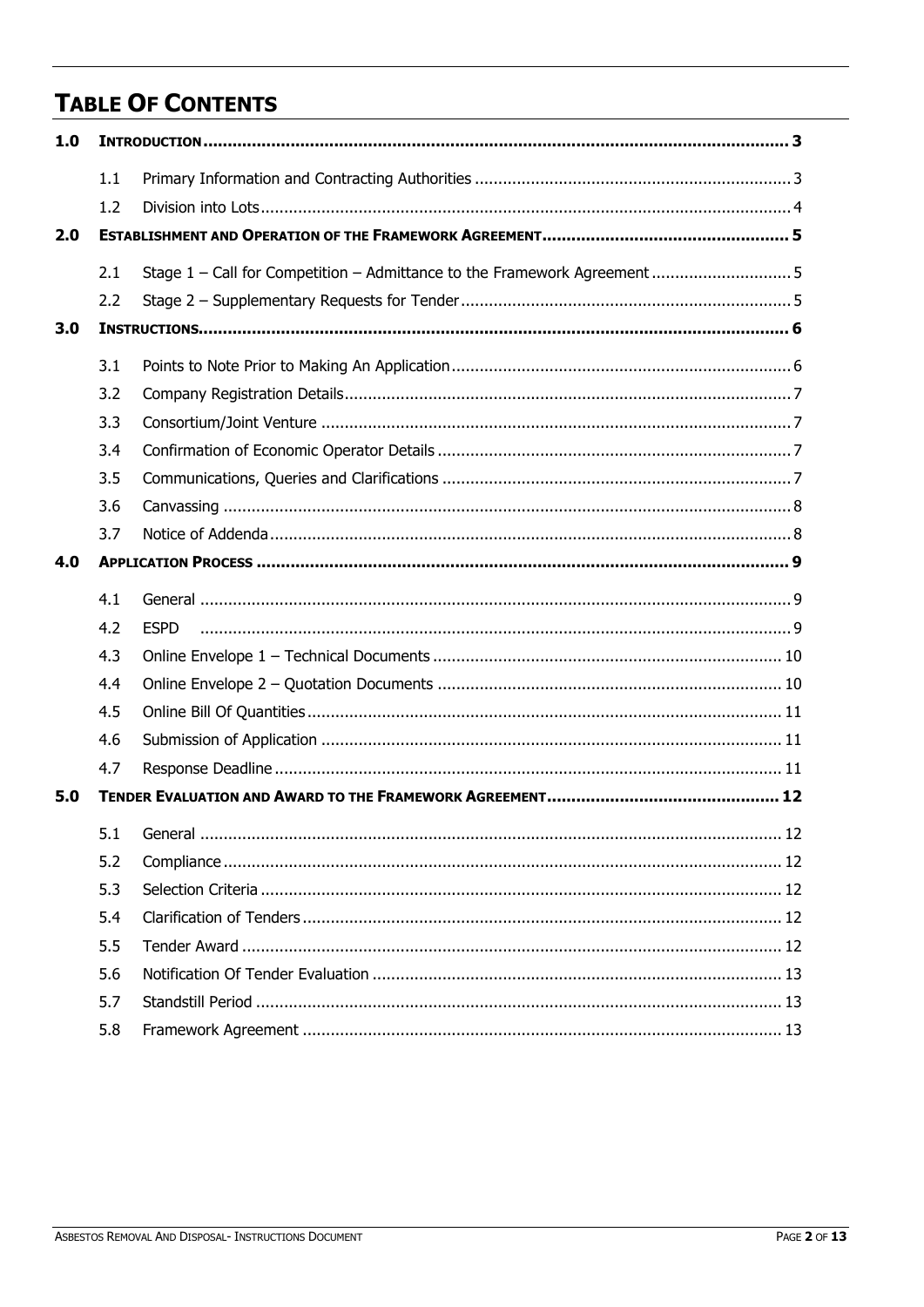# TABLE OF CONTENTS

| | | | |
|---|---|---|---|
| **1.0** | **INTRODUCTION** | | **3** |
| | 1.1 | Primary Information and Contracting Authorities | 3 |
| | 1.2 | Division into Lots | 4 |
| **2.0** | **ESTABLISHMENT AND OPERATION OF THE FRAMEWORK AGREEMENT** | | **5** |
| | 2.1 | Stage 1 – Call for Competition – Admittance to the Framework Agreement | 5 |
| | 2.2 | Stage 2 – Supplementary Requests for Tender | 5 |
| **3.0** | **INSTRUCTIONS** | | **6** |
| | 3.1 | Points to Note Prior to Making An Application | 6 |
| | 3.2 | Company Registration Details | 7 |
| | 3.3 | Consortium/Joint Venture | 7 |
| | 3.4 | Confirmation of Economic Operator Details | 7 |
| | 3.5 | Communications, Queries and Clarifications | 7 |
| | 3.6 | Canvassing | 8 |
| | 3.7 | Notice of Addenda | 8 |
| **4.0** | **APPLICATION PROCESS** | | **9** |
| | 4.1 | General | 9 |
| | 4.2 | ESPD | 9 |
| | 4.3 | Online Envelope 1 – Technical Documents | 10 |
| | 4.4 | Online Envelope 2 – Quotation Documents | 10 |
| | 4.5 | Online Bill Of Quantities | 11 |
| | 4.6 | Submission of Application | 11 |
| | 4.7 | Response Deadline | 11 |
| **5.0** | **TENDER EVALUATION AND AWARD TO THE FRAMEWORK AGREEMENT** | | **12** |
| | 5.1 | General | 12 |
| | 5.2 | Compliance | 12 |
| | 5.3 | Selection Criteria | 12 |
| | 5.4 | Clarification of Tenders | 12 |
| | 5.5 | Tender Award | 12 |
| | 5.6 | Notification Of Tender Evaluation | 13 |
| | 5.7 | Standstill Period | 13 |
| | 5.8 | Framework Agreement | 13 |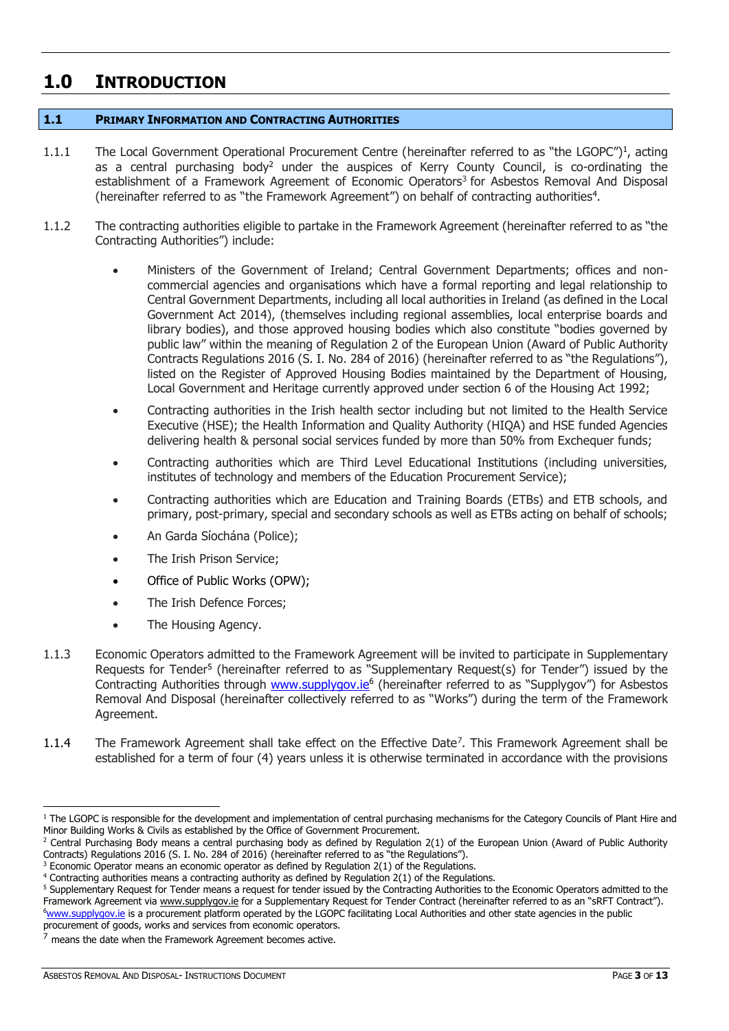# 1.0 INTRODUCTION

## 1.1 PRIMARY INFORMATION AND CONTRACTING AUTHORITIES

1.1.1 The Local Government Operational Procurement Centre (hereinafter referred to as "the LGOPC")[1], acting as a central purchasing body[2] under the auspices of Kerry County Council, is co-ordinating the establishment of a Framework Agreement of Economic Operators[3] for Asbestos Removal And Disposal (hereinafter referred to as "the Framework Agreement") on behalf of contracting authorities[4].

1.1.2 The contracting authorities eligible to partake in the Framework Agreement (hereinafter referred to as "the Contracting Authorities") include:

- Ministers of the Government of Ireland; Central Government Departments; offices and non-commercial agencies and organisations which have a formal reporting and legal relationship to Central Government Departments, including all local authorities in Ireland (as defined in the Local Government Act 2014), (themselves including regional assemblies, local enterprise boards and library bodies), and those approved housing bodies which also constitute "bodies governed by public law" within the meaning of Regulation 2 of the European Union (Award of Public Authority Contracts Regulations 2016 (S. I. No. 284 of 2016) (hereinafter referred to as "the Regulations"), listed on the Register of Approved Housing Bodies maintained by the Department of Housing, Local Government and Heritage currently approved under section 6 of the Housing Act 1992;
- Contracting authorities in the Irish health sector including but not limited to the Health Service Executive (HSE); the Health Information and Quality Authority (HIQA) and HSE funded Agencies delivering health & personal social services funded by more than 50% from Exchequer funds;
- Contracting authorities which are Third Level Educational Institutions (including universities, institutes of technology and members of the Education Procurement Service);
- Contracting authorities which are Education and Training Boards (ETBs) and ETB schools, and primary, post-primary, special and secondary schools as well as ETBs acting on behalf of schools;
- An Garda Síochána (Police);
- The Irish Prison Service;
- Office of Public Works (OPW);
- The Irish Defence Forces;
- The Housing Agency.

1.1.3 Economic Operators admitted to the Framework Agreement will be invited to participate in Supplementary Requests for Tender[5] (hereinafter referred to as "Supplementary Request(s) for Tender") issued by the Contracting Authorities through www.supplygov.ie[6] (hereinafter referred to as "Supplygov") for Asbestos Removal And Disposal (hereinafter collectively referred to as "Works") during the term of the Framework Agreement.

1.1.4 The Framework Agreement shall take effect on the Effective Date[7]. This Framework Agreement shall be established for a term of four (4) years unless it is otherwise terminated in accordance with the provisions

---

[1] The LGOPC is responsible for the development and implementation of central purchasing mechanisms for the Category Councils of Plant Hire and Minor Building Works & Civils as established by the Office of Government Procurement.

[2] Central Purchasing Body means a central purchasing body as defined by Regulation 2(1) of the European Union (Award of Public Authority Contracts) Regulations 2016 (S. I. No. 284 of 2016) (hereinafter referred to as "the Regulations").

[3] Economic Operator means an economic operator as defined by Regulation 2(1) of the Regulations.

[4] Contracting authorities means a contracting authority as defined by Regulation 2(1) of the Regulations.

[5] Supplementary Request for Tender means a request for tender issued by the Contracting Authorities to the Economic Operators admitted to the Framework Agreement via www.supplygov.ie for a Supplementary Request for Tender Contract (hereinafter referred to as an "sRFT Contract").

[6] www.supplygov.ie is a procurement platform operated by the LGOPC facilitating Local Authorities and other state agencies in the public procurement of goods, works and services from economic operators.

[7] means the date when the Framework Agreement becomes active.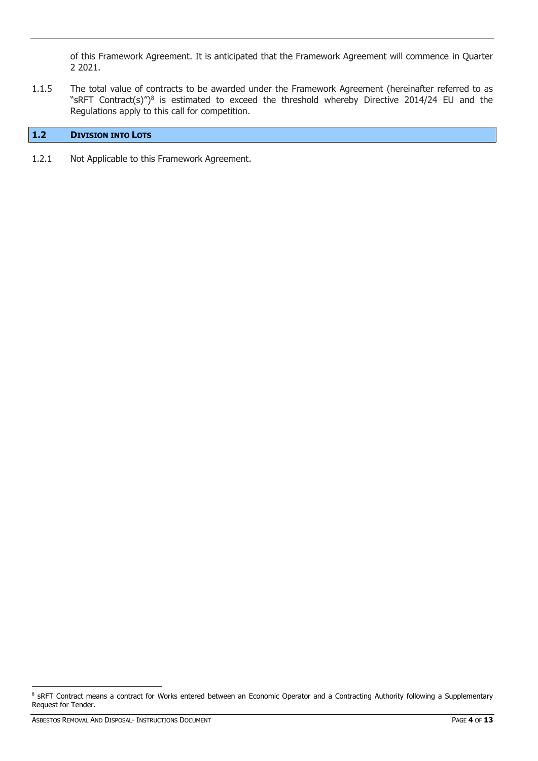of this Framework Agreement. It is anticipated that the Framework Agreement will commence in Quarter 2 2021.

1.1.5 The total value of contracts to be awarded under the Framework Agreement (hereinafter referred to as "sRFT Contract(s)")[8] is estimated to exceed the threshold whereby Directive 2014/24 EU and the Regulations apply to this call for competition.

## 1.2 DIVISION INTO LOTS

1.2.1 Not Applicable to this Framework Agreement.

[8] sRFT Contract means a contract for Works entered between an Economic Operator and a Contracting Authority following a Supplementary Request for Tender.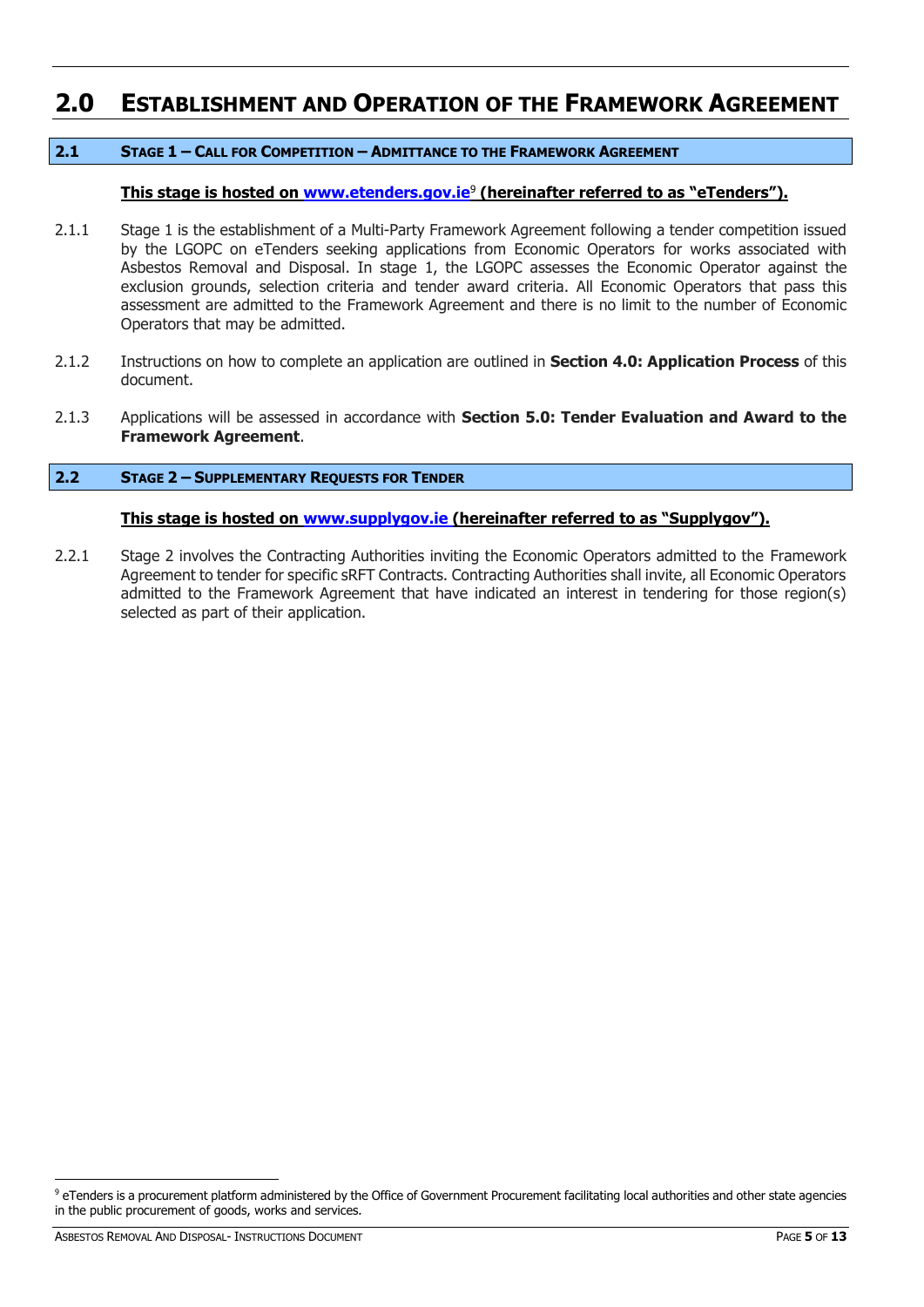# 2.0 ESTABLISHMENT AND OPERATION OF THE FRAMEWORK AGREEMENT

## 2.1 STAGE 1 – CALL FOR COMPETITION – ADMITTANCE TO THE FRAMEWORK AGREEMENT

**This stage is hosted on www.etenders.gov.ie[9] (hereinafter referred to as "eTenders").**

2.1.1 Stage 1 is the establishment of a Multi-Party Framework Agreement following a tender competition issued by the LGOPC on eTenders seeking applications from Economic Operators for works associated with Asbestos Removal and Disposal. In stage 1, the LGOPC assesses the Economic Operator against the exclusion grounds, selection criteria and tender award criteria. All Economic Operators that pass this assessment are admitted to the Framework Agreement and there is no limit to the number of Economic Operators that may be admitted.

2.1.2 Instructions on how to complete an application are outlined in **Section 4.0: Application Process** of this document.

2.1.3 Applications will be assessed in accordance with **Section 5.0: Tender Evaluation and Award to the Framework Agreement**.

## 2.2 STAGE 2 – SUPPLEMENTARY REQUESTS FOR TENDER

**This stage is hosted on www.supplygov.ie (hereinafter referred to as "Supplygov").**

2.2.1 Stage 2 involves the Contracting Authorities inviting the Economic Operators admitted to the Framework Agreement to tender for specific sRFT Contracts. Contracting Authorities shall invite, all Economic Operators admitted to the Framework Agreement that have indicated an interest in tendering for those region(s) selected as part of their application.

[9] eTenders is a procurement platform administered by the Office of Government Procurement facilitating local authorities and other state agencies in the public procurement of goods, works and services.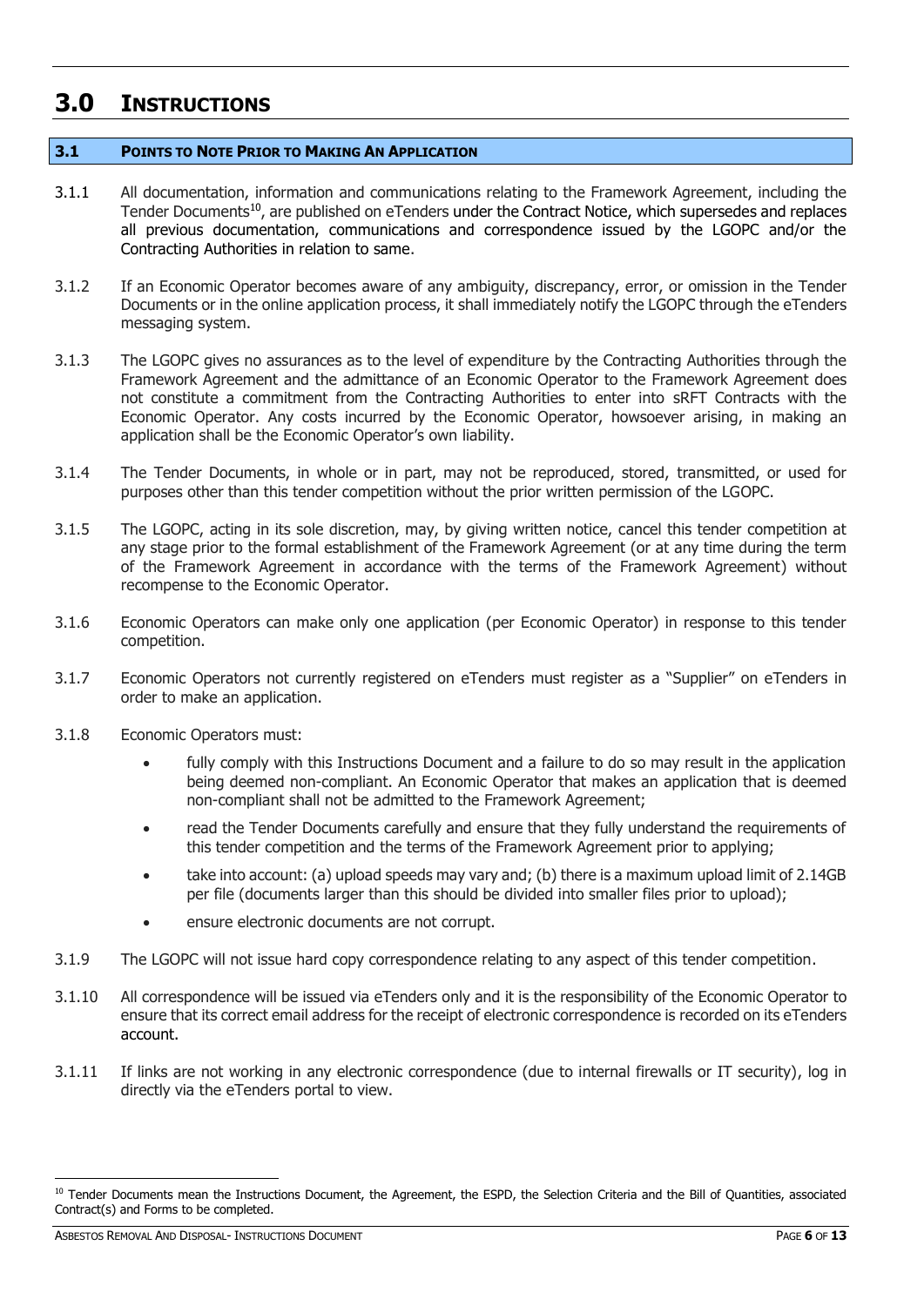# 3.0 INSTRUCTIONS

## 3.1 POINTS TO NOTE PRIOR TO MAKING AN APPLICATION

3.1.1 All documentation, information and communications relating to the Framework Agreement, including the Tender Documents[10], are published on eTenders under the Contract Notice, which supersedes and replaces all previous documentation, communications and correspondence issued by the LGOPC and/or the Contracting Authorities in relation to same.

3.1.2 If an Economic Operator becomes aware of any ambiguity, discrepancy, error, or omission in the Tender Documents or in the online application process, it shall immediately notify the LGOPC through the eTenders messaging system.

3.1.3 The LGOPC gives no assurances as to the level of expenditure by the Contracting Authorities through the Framework Agreement and the admittance of an Economic Operator to the Framework Agreement does not constitute a commitment from the Contracting Authorities to enter into sRFT Contracts with the Economic Operator. Any costs incurred by the Economic Operator, howsoever arising, in making an application shall be the Economic Operator's own liability.

3.1.4 The Tender Documents, in whole or in part, may not be reproduced, stored, transmitted, or used for purposes other than this tender competition without the prior written permission of the LGOPC.

3.1.5 The LGOPC, acting in its sole discretion, may, by giving written notice, cancel this tender competition at any stage prior to the formal establishment of the Framework Agreement (or at any time during the term of the Framework Agreement in accordance with the terms of the Framework Agreement) without recompense to the Economic Operator.

3.1.6 Economic Operators can make only one application (per Economic Operator) in response to this tender competition.

3.1.7 Economic Operators not currently registered on eTenders must register as a "Supplier" on eTenders in order to make an application.

3.1.8 Economic Operators must:

- fully comply with this Instructions Document and a failure to do so may result in the application being deemed non-compliant. An Economic Operator that makes an application that is deemed non-compliant shall not be admitted to the Framework Agreement;
- read the Tender Documents carefully and ensure that they fully understand the requirements of this tender competition and the terms of the Framework Agreement prior to applying;
- take into account: (a) upload speeds may vary and; (b) there is a maximum upload limit of 2.14GB per file (documents larger than this should be divided into smaller files prior to upload);
- ensure electronic documents are not corrupt.

3.1.9 The LGOPC will not issue hard copy correspondence relating to any aspect of this tender competition.

3.1.10 All correspondence will be issued via eTenders only and it is the responsibility of the Economic Operator to ensure that its correct email address for the receipt of electronic correspondence is recorded on its eTenders account.

3.1.11 If links are not working in any electronic correspondence (due to internal firewalls or IT security), log in directly via the eTenders portal to view.

---

[10] Tender Documents mean the Instructions Document, the Agreement, the ESPD, the Selection Criteria and the Bill of Quantities, associated Contract(s) and Forms to be completed.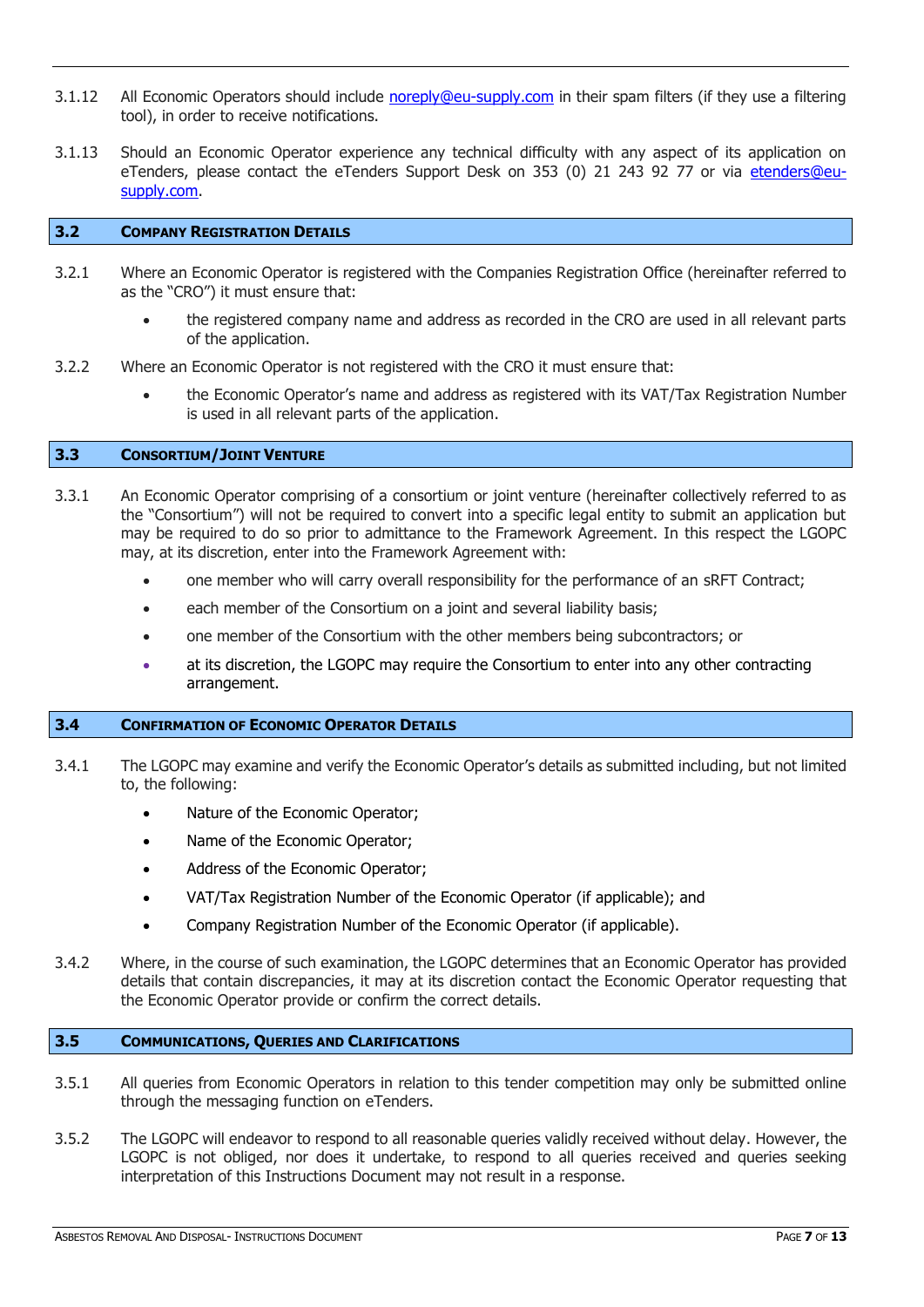3.1.12 All Economic Operators should include noreply@eu-supply.com in their spam filters (if they use a filtering tool), in order to receive notifications.

3.1.13 Should an Economic Operator experience any technical difficulty with any aspect of its application on eTenders, please contact the eTenders Support Desk on 353 (0) 21 243 92 77 or via etenders@eu-supply.com.

## 3.2 Company Registration Details

3.2.1 Where an Economic Operator is registered with the Companies Registration Office (hereinafter referred to as the "CRO") it must ensure that:

- the registered company name and address as recorded in the CRO are used in all relevant parts of the application.

3.2.2 Where an Economic Operator is not registered with the CRO it must ensure that:

- the Economic Operator's name and address as registered with its VAT/Tax Registration Number is used in all relevant parts of the application.

## 3.3 Consortium/Joint Venture

3.3.1 An Economic Operator comprising of a consortium or joint venture (hereinafter collectively referred to as the "Consortium") will not be required to convert into a specific legal entity to submit an application but may be required to do so prior to admittance to the Framework Agreement. In this respect the LGOPC may, at its discretion, enter into the Framework Agreement with:

- one member who will carry overall responsibility for the performance of an sRFT Contract;
- each member of the Consortium on a joint and several liability basis;
- one member of the Consortium with the other members being subcontractors; or
- at its discretion, the LGOPC may require the Consortium to enter into any other contracting arrangement.

## 3.4 Confirmation of Economic Operator Details

3.4.1 The LGOPC may examine and verify the Economic Operator's details as submitted including, but not limited to, the following:

- Nature of the Economic Operator;
- Name of the Economic Operator;
- Address of the Economic Operator;
- VAT/Tax Registration Number of the Economic Operator (if applicable); and
- Company Registration Number of the Economic Operator (if applicable).

3.4.2 Where, in the course of such examination, the LGOPC determines that an Economic Operator has provided details that contain discrepancies, it may at its discretion contact the Economic Operator requesting that the Economic Operator provide or confirm the correct details.

## 3.5 Communications, Queries and Clarifications

3.5.1 All queries from Economic Operators in relation to this tender competition may only be submitted online through the messaging function on eTenders.

3.5.2 The LGOPC will endeavor to respond to all reasonable queries validly received without delay. However, the LGOPC is not obliged, nor does it undertake, to respond to all queries received and queries seeking interpretation of this Instructions Document may not result in a response.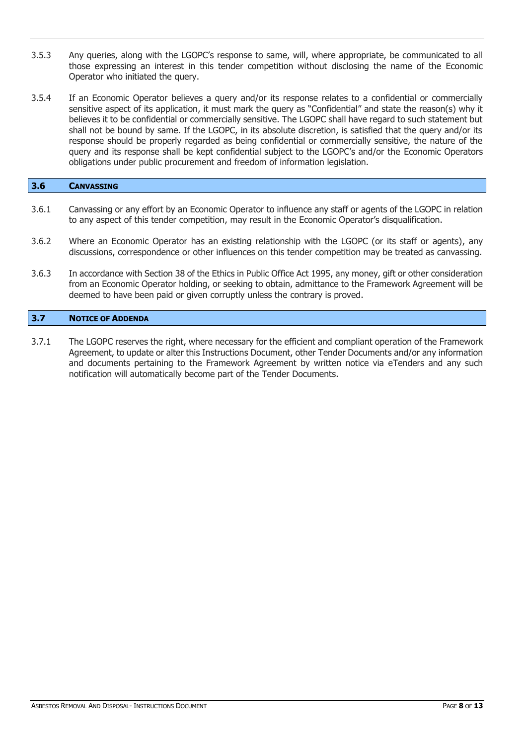3.5.3 Any queries, along with the LGOPC's response to same, will, where appropriate, be communicated to all those expressing an interest in this tender competition without disclosing the name of the Economic Operator who initiated the query.

3.5.4 If an Economic Operator believes a query and/or its response relates to a confidential or commercially sensitive aspect of its application, it must mark the query as "Confidential" and state the reason(s) why it believes it to be confidential or commercially sensitive. The LGOPC shall have regard to such statement but shall not be bound by same. If the LGOPC, in its absolute discretion, is satisfied that the query and/or its response should be properly regarded as being confidential or commercially sensitive, the nature of the query and its response shall be kept confidential subject to the LGOPC's and/or the Economic Operators obligations under public procurement and freedom of information legislation.

## 3.6 CANVASSING

3.6.1 Canvassing or any effort by an Economic Operator to influence any staff or agents of the LGOPC in relation to any aspect of this tender competition, may result in the Economic Operator's disqualification.

3.6.2 Where an Economic Operator has an existing relationship with the LGOPC (or its staff or agents), any discussions, correspondence or other influences on this tender competition may be treated as canvassing.

3.6.3 In accordance with Section 38 of the Ethics in Public Office Act 1995, any money, gift or other consideration from an Economic Operator holding, or seeking to obtain, admittance to the Framework Agreement will be deemed to have been paid or given corruptly unless the contrary is proved.

## 3.7 NOTICE OF ADDENDA

3.7.1 The LGOPC reserves the right, where necessary for the efficient and compliant operation of the Framework Agreement, to update or alter this Instructions Document, other Tender Documents and/or any information and documents pertaining to the Framework Agreement by written notice via eTenders and any such notification will automatically become part of the Tender Documents.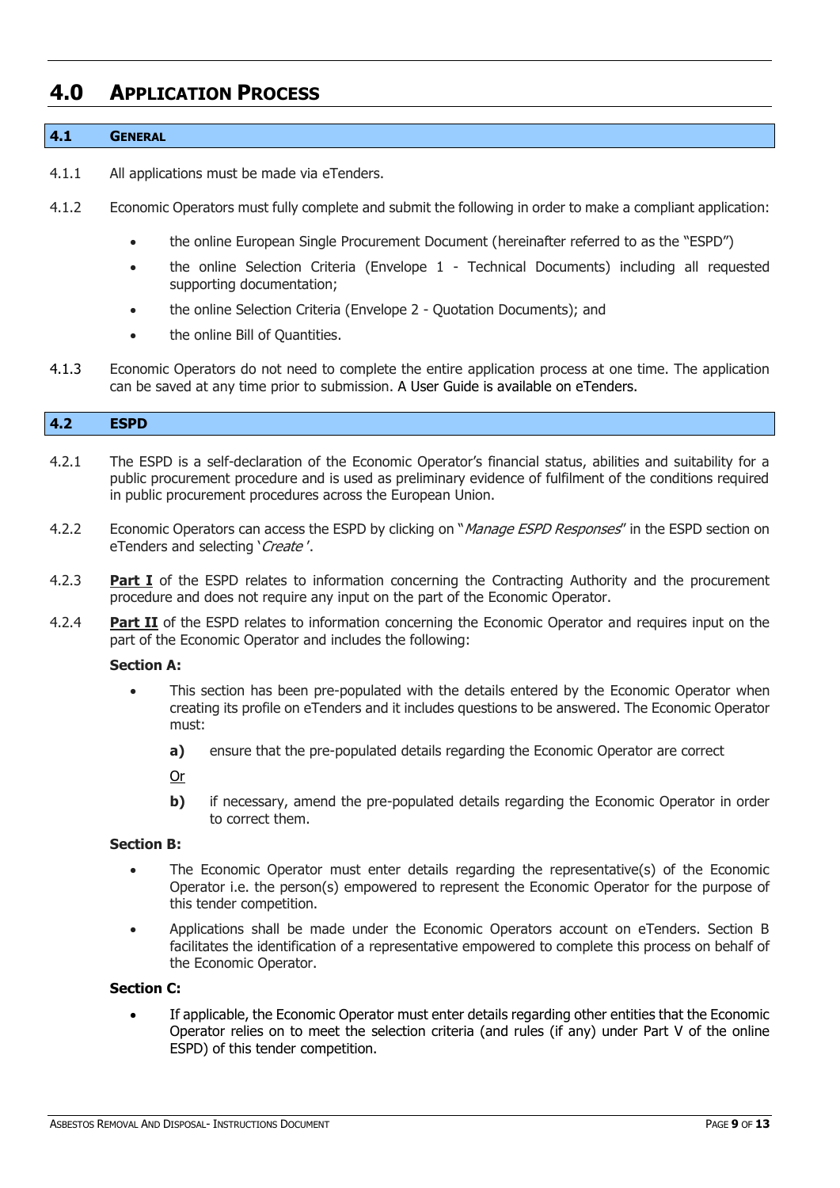# 4.0 APPLICATION PROCESS

## 4.1 GENERAL

4.1.1 All applications must be made via eTenders.

4.1.2 Economic Operators must fully complete and submit the following in order to make a compliant application:

- the online European Single Procurement Document (hereinafter referred to as the "ESPD")
- the online Selection Criteria (Envelope 1 - Technical Documents) including all requested supporting documentation;
- the online Selection Criteria (Envelope 2 - Quotation Documents); and
- the online Bill of Quantities.

4.1.3 Economic Operators do not need to complete the entire application process at one time. The application can be saved at any time prior to submission. A User Guide is available on eTenders.

## 4.2 ESPD

4.2.1 The ESPD is a self-declaration of the Economic Operator's financial status, abilities and suitability for a public procurement procedure and is used as preliminary evidence of fulfilment of the conditions required in public procurement procedures across the European Union.

4.2.2 Economic Operators can access the ESPD by clicking on "*Manage ESPD Responses*" in the ESPD section on eTenders and selecting '*Create*'.

4.2.3 **Part I** of the ESPD relates to information concerning the Contracting Authority and the procurement procedure and does not require any input on the part of the Economic Operator.

4.2.4 **Part II** of the ESPD relates to information concerning the Economic Operator and requires input on the part of the Economic Operator and includes the following:

**Section A:**

- This section has been pre-populated with the details entered by the Economic Operator when creating its profile on eTenders and it includes questions to be answered. The Economic Operator must:

  **a)** ensure that the pre-populated details regarding the Economic Operator are correct

  Or

  **b)** if necessary, amend the pre-populated details regarding the Economic Operator in order to correct them.

**Section B:**

- The Economic Operator must enter details regarding the representative(s) of the Economic Operator i.e. the person(s) empowered to represent the Economic Operator for the purpose of this tender competition.
- Applications shall be made under the Economic Operators account on eTenders. Section B facilitates the identification of a representative empowered to complete this process on behalf of the Economic Operator.

**Section C:**

- If applicable, the Economic Operator must enter details regarding other entities that the Economic Operator relies on to meet the selection criteria (and rules (if any) under Part V of the online ESPD) of this tender competition.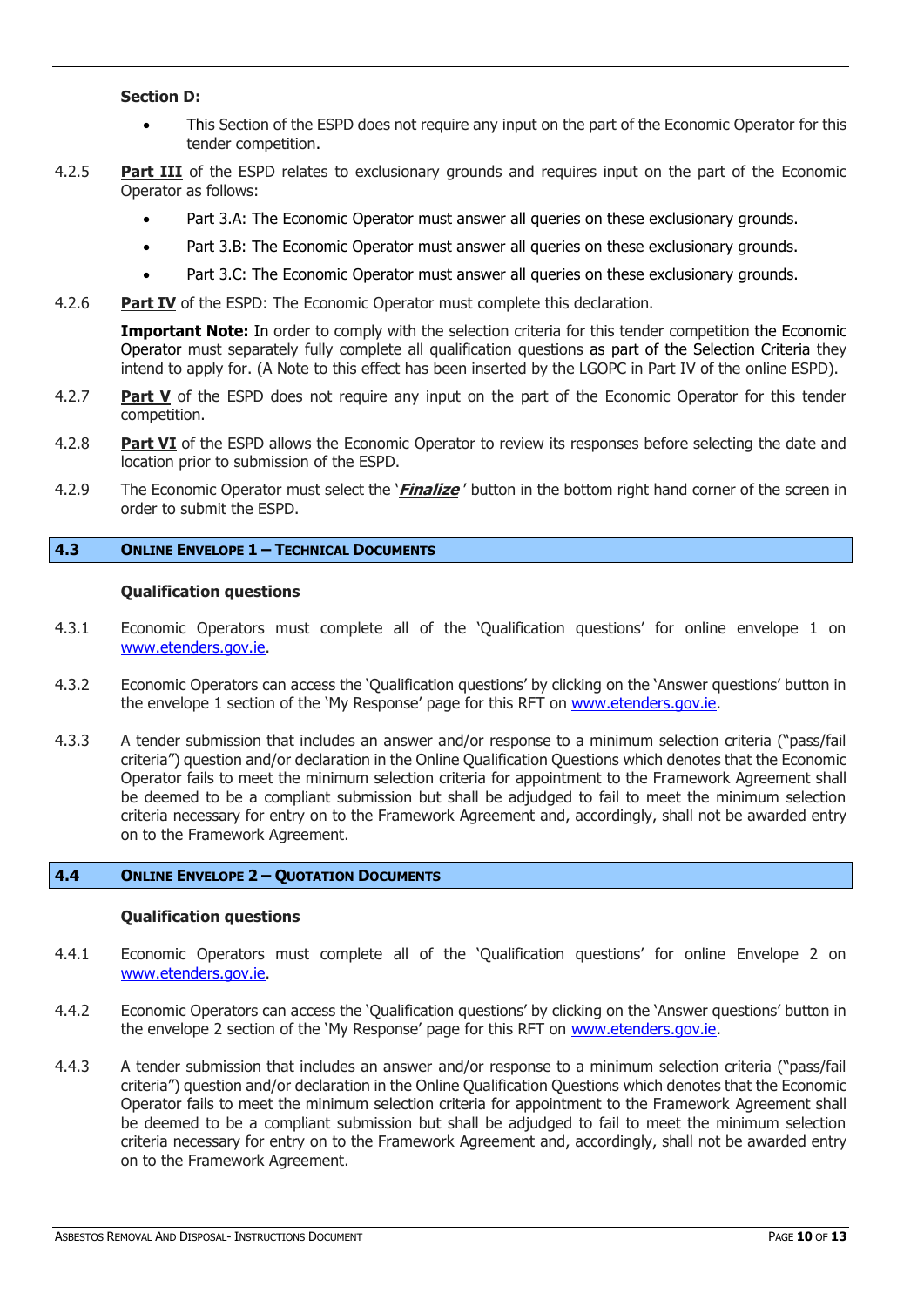**Section D:**

- This Section of the ESPD does not require any input on the part of the Economic Operator for this tender competition.

4.2.5 **Part III** of the ESPD relates to exclusionary grounds and requires input on the part of the Economic Operator as follows:

- Part 3.A: The Economic Operator must answer all queries on these exclusionary grounds.
- Part 3.B: The Economic Operator must answer all queries on these exclusionary grounds.
- Part 3.C: The Economic Operator must answer all queries on these exclusionary grounds.

4.2.6 **Part IV** of the ESPD: The Economic Operator must complete this declaration.

**Important Note:** In order to comply with the selection criteria for this tender competition the Economic Operator must separately fully complete all qualification questions as part of the Selection Criteria they intend to apply for. (A Note to this effect has been inserted by the LGOPC in Part IV of the online ESPD).

4.2.7 **Part V** of the ESPD does not require any input on the part of the Economic Operator for this tender competition.

4.2.8 **Part VI** of the ESPD allows the Economic Operator to review its responses before selecting the date and location prior to submission of the ESPD.

4.2.9 The Economic Operator must select the '***Finalize***' button in the bottom right hand corner of the screen in order to submit the ESPD.

## 4.3 Online Envelope 1 – Technical Documents

**Qualification questions**

4.3.1 Economic Operators must complete all of the 'Qualification questions' for online envelope 1 on www.etenders.gov.ie.

4.3.2 Economic Operators can access the 'Qualification questions' by clicking on the 'Answer questions' button in the envelope 1 section of the 'My Response' page for this RFT on www.etenders.gov.ie.

4.3.3 A tender submission that includes an answer and/or response to a minimum selection criteria ("pass/fail criteria") question and/or declaration in the Online Qualification Questions which denotes that the Economic Operator fails to meet the minimum selection criteria for appointment to the Framework Agreement shall be deemed to be a compliant submission but shall be adjudged to fail to meet the minimum selection criteria necessary for entry on to the Framework Agreement and, accordingly, shall not be awarded entry on to the Framework Agreement.

## 4.4 Online Envelope 2 – Quotation Documents

**Qualification questions**

4.4.1 Economic Operators must complete all of the 'Qualification questions' for online Envelope 2 on www.etenders.gov.ie.

4.4.2 Economic Operators can access the 'Qualification questions' by clicking on the 'Answer questions' button in the envelope 2 section of the 'My Response' page for this RFT on www.etenders.gov.ie.

4.4.3 A tender submission that includes an answer and/or response to a minimum selection criteria ("pass/fail criteria") question and/or declaration in the Online Qualification Questions which denotes that the Economic Operator fails to meet the minimum selection criteria for appointment to the Framework Agreement shall be deemed to be a compliant submission but shall be adjudged to fail to meet the minimum selection criteria necessary for entry on to the Framework Agreement and, accordingly, shall not be awarded entry on to the Framework Agreement.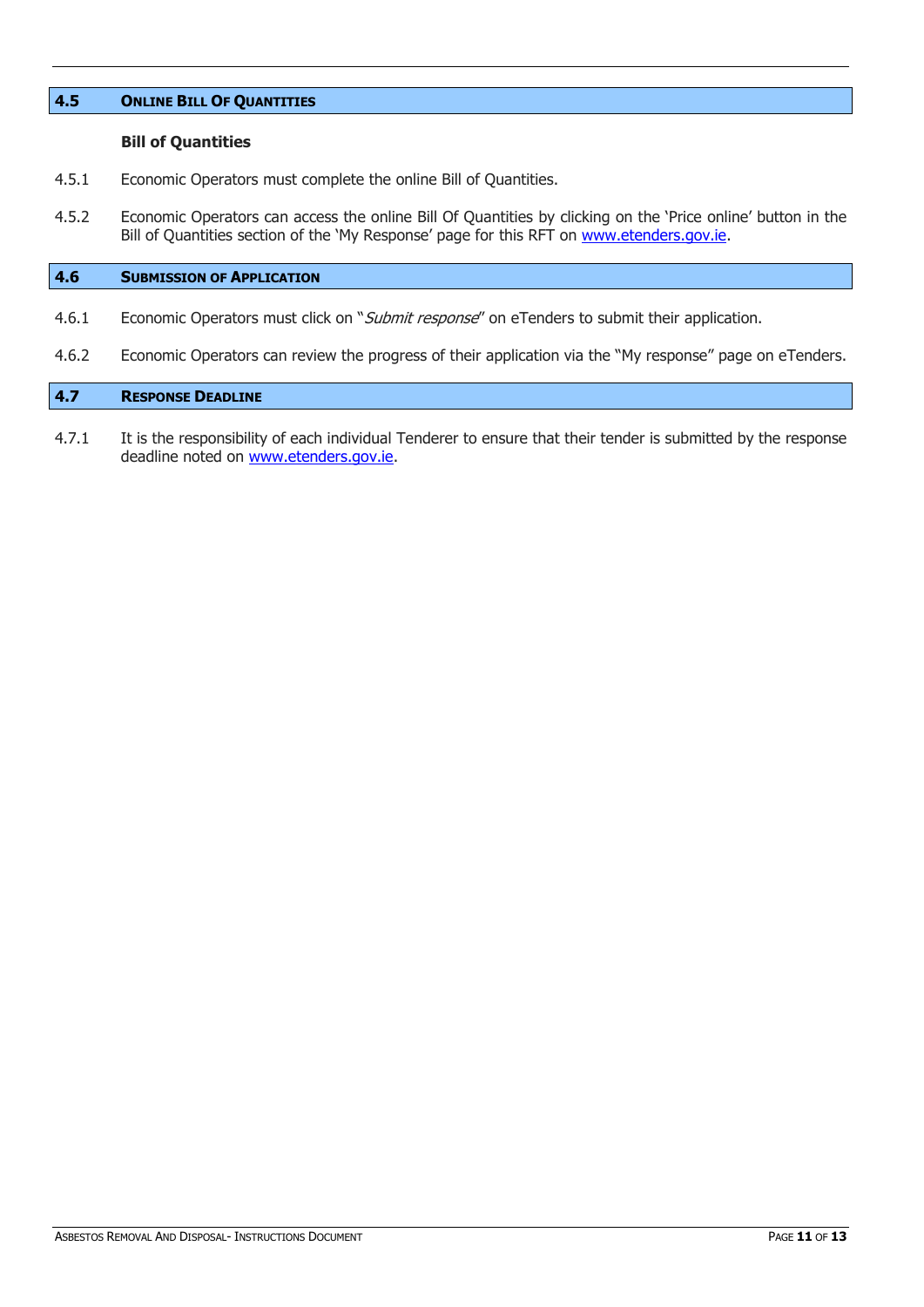## 4.5 ONLINE BILL OF QUANTITIES

**Bill of Quantities**

4.5.1 Economic Operators must complete the online Bill of Quantities.

4.5.2 Economic Operators can access the online Bill Of Quantities by clicking on the 'Price online' button in the Bill of Quantities section of the 'My Response' page for this RFT on www.etenders.gov.ie.

## 4.6 SUBMISSION OF APPLICATION

4.6.1 Economic Operators must click on "*Submit response*" on eTenders to submit their application.

4.6.2 Economic Operators can review the progress of their application via the "My response" page on eTenders.

## 4.7 RESPONSE DEADLINE

4.7.1 It is the responsibility of each individual Tenderer to ensure that their tender is submitted by the response deadline noted on www.etenders.gov.ie.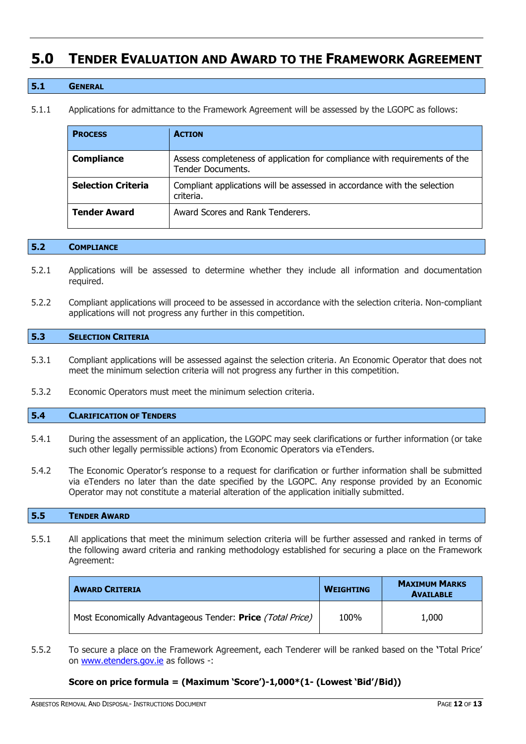# 5.0 Tender Evaluation and Award to the Framework Agreement

## 5.1 General

5.1.1 Applications for admittance to the Framework Agreement will be assessed by the LGOPC as follows:

| Process | Action |
|---|---|
| **Compliance** | Assess completeness of application for compliance with requirements of the Tender Documents. |
| **Selection Criteria** | Compliant applications will be assessed in accordance with the selection criteria. |
| **Tender Award** | Award Scores and Rank Tenderers. |

## 5.2 Compliance

5.2.1 Applications will be assessed to determine whether they include all information and documentation required.

5.2.2 Compliant applications will proceed to be assessed in accordance with the selection criteria. Non-compliant applications will not progress any further in this competition.

## 5.3 Selection Criteria

5.3.1 Compliant applications will be assessed against the selection criteria. An Economic Operator that does not meet the minimum selection criteria will not progress any further in this competition.

5.3.2 Economic Operators must meet the minimum selection criteria.

## 5.4 Clarification of Tenders

5.4.1 During the assessment of an application, the LGOPC may seek clarifications or further information (or take such other legally permissible actions) from Economic Operators via eTenders.

5.4.2 The Economic Operator's response to a request for clarification or further information shall be submitted via eTenders no later than the date specified by the LGOPC. Any response provided by an Economic Operator may not constitute a material alteration of the application initially submitted.

## 5.5 Tender Award

5.5.1 All applications that meet the minimum selection criteria will be further assessed and ranked in terms of the following award criteria and ranking methodology established for securing a place on the Framework Agreement:

| Award Criteria | Weighting | Maximum Marks Available |
|---|---|---|
| Most Economically Advantageous Tender: **Price** *(Total Price)* | 100% | 1,000 |

5.5.2 To secure a place on the Framework Agreement, each Tenderer will be ranked based on the 'Total Price' on www.etenders.gov.ie as follows -:

**Score on price formula = (Maximum 'Score')-1,000*(1- (Lowest 'Bid'/Bid))**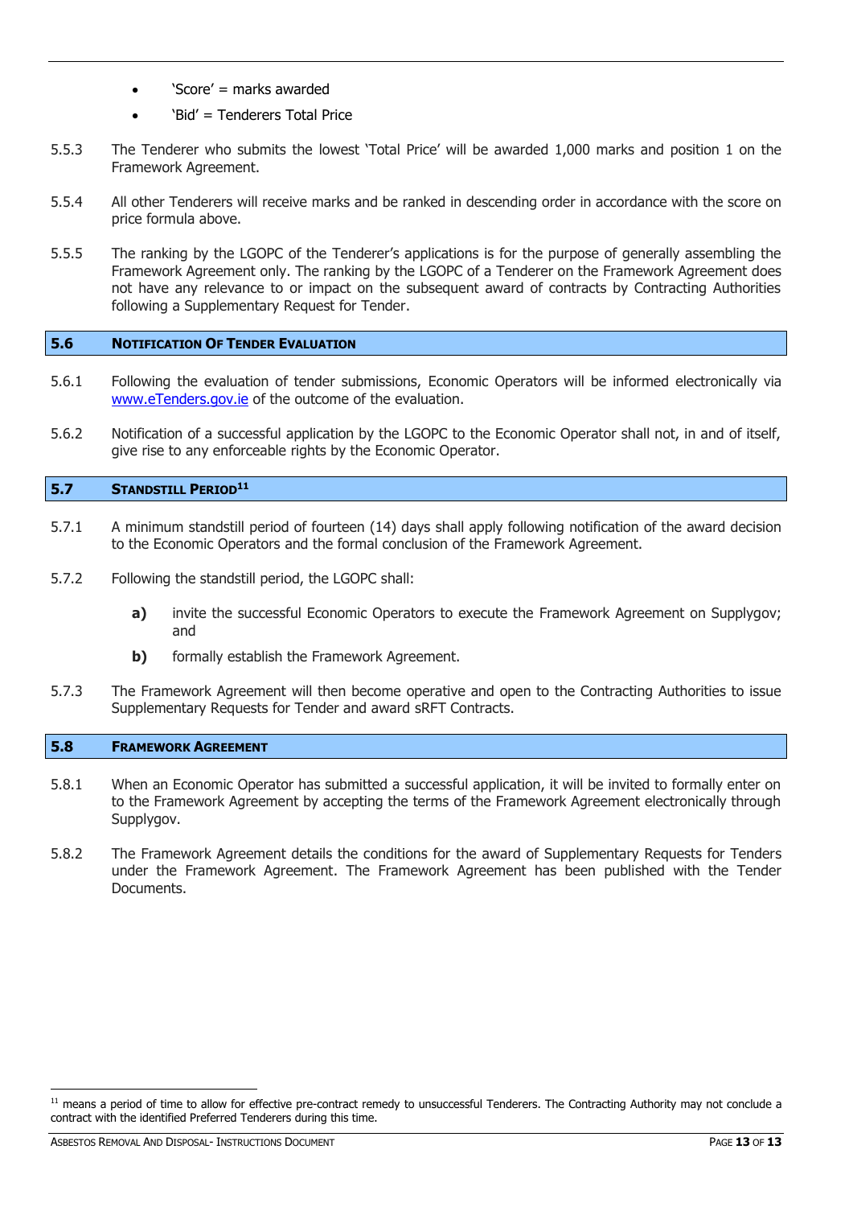- 'Score' = marks awarded
- 'Bid' = Tenderers Total Price

5.5.3 The Tenderer who submits the lowest 'Total Price' will be awarded 1,000 marks and position 1 on the Framework Agreement.

5.5.4 All other Tenderers will receive marks and be ranked in descending order in accordance with the score on price formula above.

5.5.5 The ranking by the LGOPC of the Tenderer's applications is for the purpose of generally assembling the Framework Agreement only. The ranking by the LGOPC of a Tenderer on the Framework Agreement does not have any relevance to or impact on the subsequent award of contracts by Contracting Authorities following a Supplementary Request for Tender.

## 5.6 Notification Of Tender Evaluation

5.6.1 Following the evaluation of tender submissions, Economic Operators will be informed electronically via www.eTenders.gov.ie of the outcome of the evaluation.

5.6.2 Notification of a successful application by the LGOPC to the Economic Operator shall not, in and of itself, give rise to any enforceable rights by the Economic Operator.

## 5.7 Standstill Period[11]

5.7.1 A minimum standstill period of fourteen (14) days shall apply following notification of the award decision to the Economic Operators and the formal conclusion of the Framework Agreement.

5.7.2 Following the standstill period, the LGOPC shall:

**a)** invite the successful Economic Operators to execute the Framework Agreement on Supplygov; and

**b)** formally establish the Framework Agreement.

5.7.3 The Framework Agreement will then become operative and open to the Contracting Authorities to issue Supplementary Requests for Tender and award sRFT Contracts.

## 5.8 Framework Agreement

5.8.1 When an Economic Operator has submitted a successful application, it will be invited to formally enter on to the Framework Agreement by accepting the terms of the Framework Agreement electronically through Supplygov.

5.8.2 The Framework Agreement details the conditions for the award of Supplementary Requests for Tenders under the Framework Agreement. The Framework Agreement has been published with the Tender Documents.

[11] means a period of time to allow for effective pre-contract remedy to unsuccessful Tenderers. The Contracting Authority may not conclude a contract with the identified Preferred Tenderers during this time.